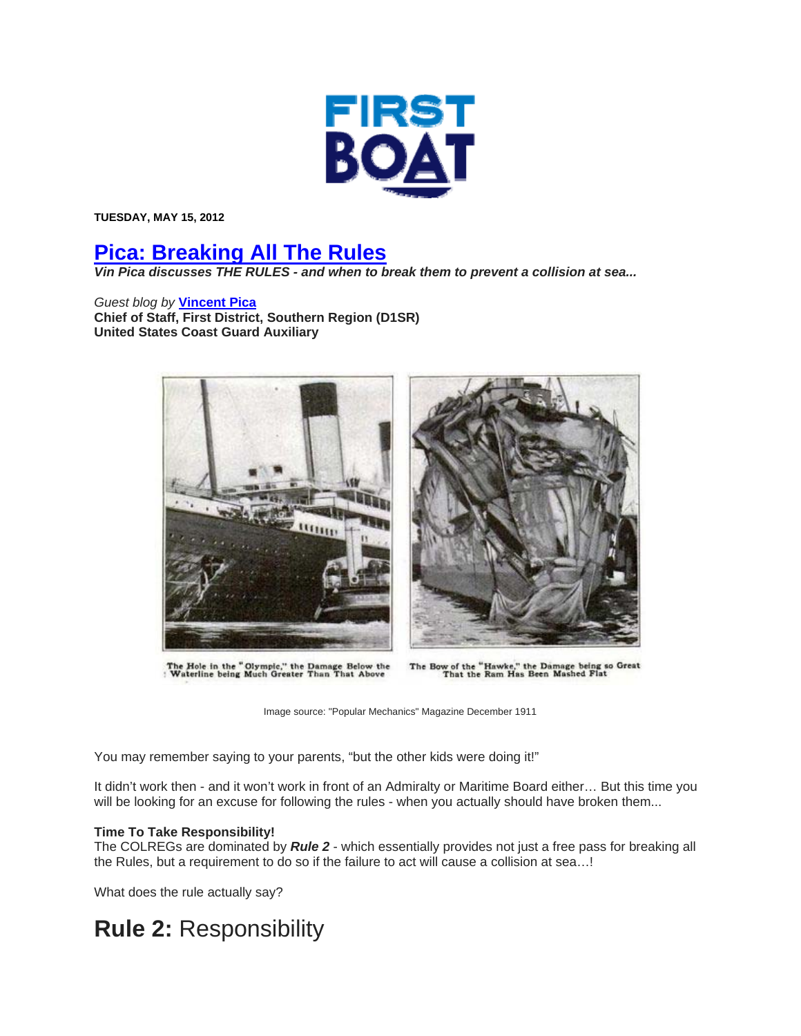FIRST BOAT

**TUESDAY, MAY 15, 2012**

# Pica: Breaking All The Rules

***Vin Pica discusses THE RULES - and when to break them to prevent a collision at sea...***

*Guest blog by* **Vincent Pica**
**Chief of Staff, First District, Southern Region (D1SR)**
**United States Coast Guard Auxiliary**

The Hole in the "Olympic," the Damage Below the Waterline being Much Greater Than That Above

The Bow of the "Hawke," the Damage being so Great That the Ram Has Been Mashed Flat

Image source: "Popular Mechanics" Magazine December 1911

You may remember saying to your parents, "but the other kids were doing it!"

It didn't work then - and it won't work in front of an Admiralty or Maritime Board either… But this time you will be looking for an excuse for following the rules - when you actually should have broken them...

**Time To Take Responsibility!**
The COLREGs are dominated by ***Rule 2*** - which essentially provides not just a free pass for breaking all the Rules, but a requirement to do so if the failure to act will cause a collision at sea…!

What does the rule actually say?

# **Rule 2:** Responsibility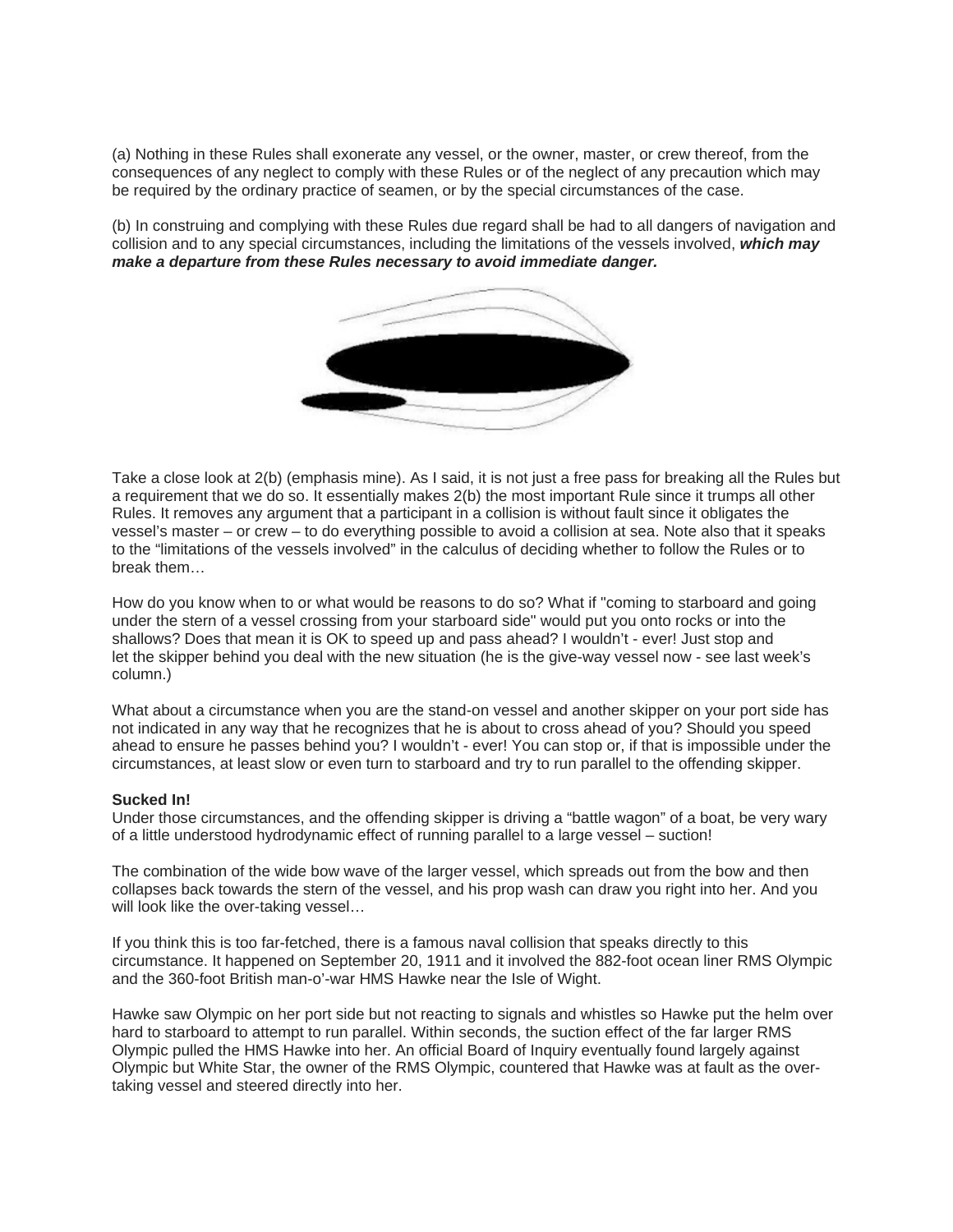(a) Nothing in these Rules shall exonerate any vessel, or the owner, master, or crew thereof, from the consequences of any neglect to comply with these Rules or of the neglect of any precaution which may be required by the ordinary practice of seamen, or by the special circumstances of the case.

(b) In construing and complying with these Rules due regard shall be had to all dangers of navigation and collision and to any special circumstances, including the limitations of the vessels involved, ***which may make a departure from these Rules necessary to avoid immediate danger.***

Take a close look at 2(b) (emphasis mine). As I said, it is not just a free pass for breaking all the Rules but a requirement that we do so. It essentially makes 2(b) the most important Rule since it trumps all other Rules. It removes any argument that a participant in a collision is without fault since it obligates the vessel's master – or crew – to do everything possible to avoid a collision at sea. Note also that it speaks to the "limitations of the vessels involved" in the calculus of deciding whether to follow the Rules or to break them…

How do you know when to or what would be reasons to do so? What if "coming to starboard and going under the stern of a vessel crossing from your starboard side" would put you onto rocks or into the shallows? Does that mean it is OK to speed up and pass ahead? I wouldn't - ever! Just stop and let the skipper behind you deal with the new situation (he is the give-way vessel now - see last week's column.)

What about a circumstance when you are the stand-on vessel and another skipper on your port side has not indicated in any way that he recognizes that he is about to cross ahead of you? Should you speed ahead to ensure he passes behind you? I wouldn't - ever! You can stop or, if that is impossible under the circumstances, at least slow or even turn to starboard and try to run parallel to the offending skipper.

**Sucked In!**

Under those circumstances, and the offending skipper is driving a "battle wagon" of a boat, be very wary of a little understood hydrodynamic effect of running parallel to a large vessel – suction!

The combination of the wide bow wave of the larger vessel, which spreads out from the bow and then collapses back towards the stern of the vessel, and his prop wash can draw you right into her. And you will look like the over-taking vessel…

If you think this is too far-fetched, there is a famous naval collision that speaks directly to this circumstance. It happened on September 20, 1911 and it involved the 882-foot ocean liner RMS Olympic and the 360-foot British man-o'-war HMS Hawke near the Isle of Wight.

Hawke saw Olympic on her port side but not reacting to signals and whistles so Hawke put the helm over hard to starboard to attempt to run parallel. Within seconds, the suction effect of the far larger RMS Olympic pulled the HMS Hawke into her. An official Board of Inquiry eventually found largely against Olympic but White Star, the owner of the RMS Olympic, countered that Hawke was at fault as the over-taking vessel and steered directly into her.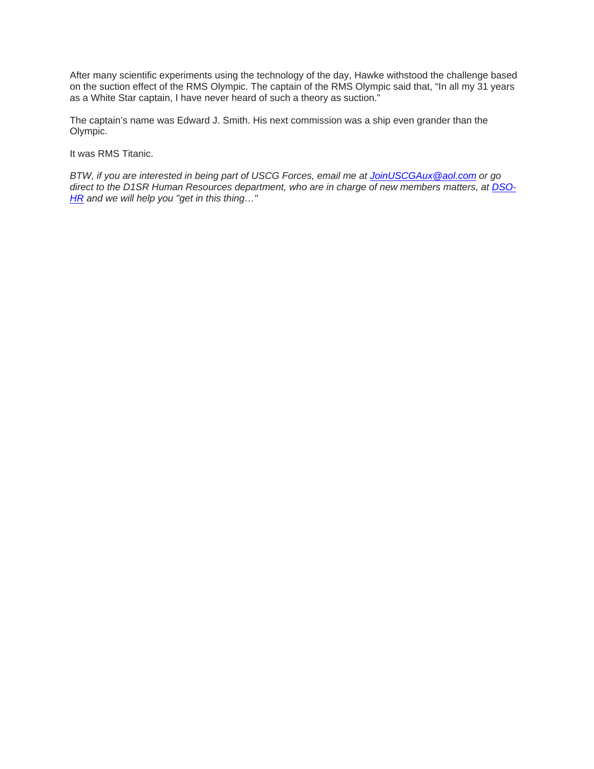After many scientific experiments using the technology of the day, Hawke withstood the challenge based on the suction effect of the RMS Olympic. The captain of the RMS Olympic said that, “In all my 31 years as a White Star captain, I have never heard of such a theory as suction.”

The captain’s name was Edward J. Smith. His next commission was a ship even grander than the Olympic.

It was RMS Titanic.

*BTW, if you are interested in being part of USCG Forces, email me at [JoinUSCGAux@aol.com](mailto:JoinUSCGAux@aol.com) or go direct to the D1SR Human Resources department, who are in charge of new members matters, at DSO-HR and we will help you "get in this thing…"*